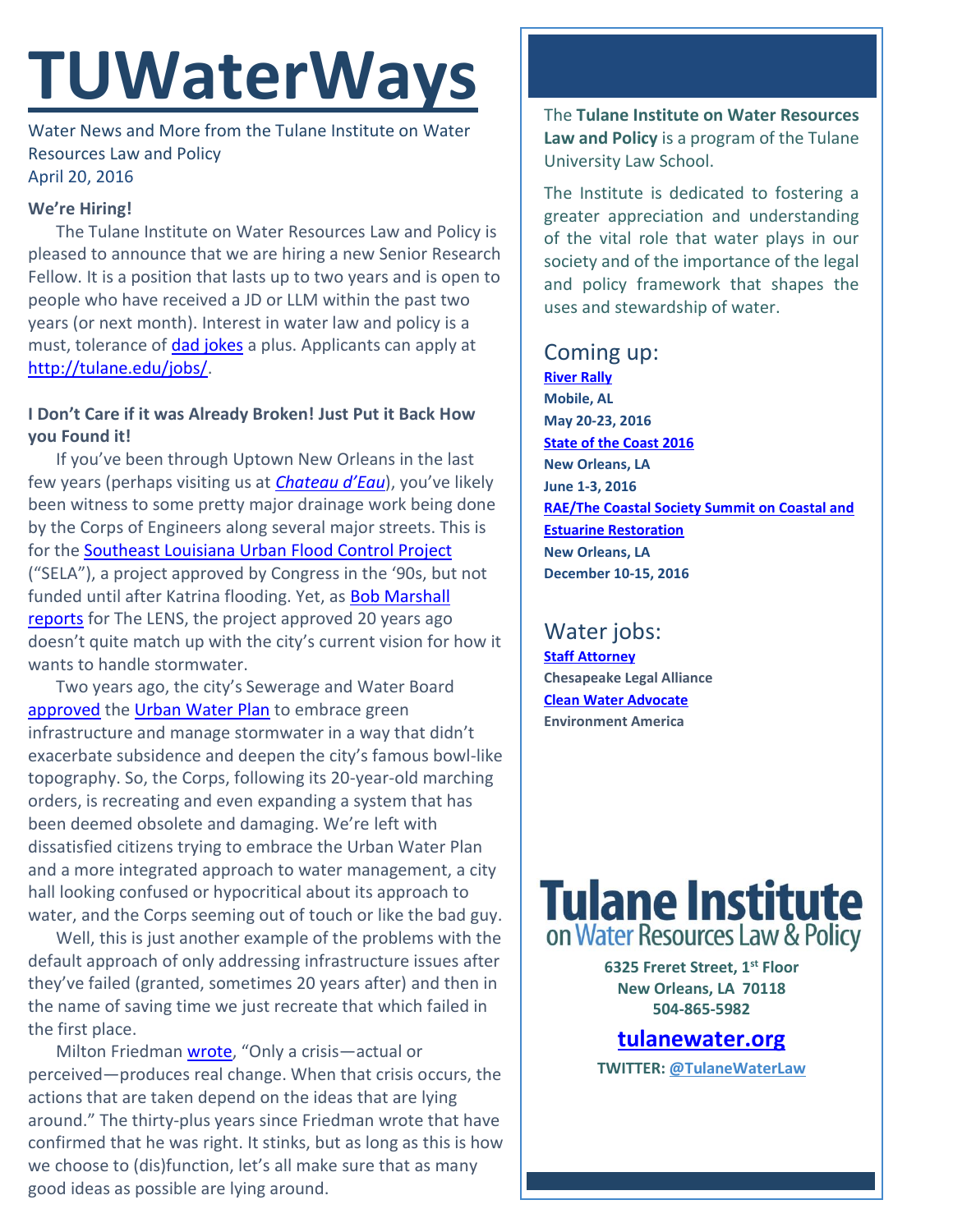# TUWaterWays

Water News and More from the Tulane Institute on Water Resources Law and Policy
April 20, 2016

**We're Hiring!**

The Tulane Institute on Water Resources Law and Policy is pleased to announce that we are hiring a new Senior Research Fellow. It is a position that lasts up to two years and is open to people who have received a JD or LLM within the past two years (or next month). Interest in water law and policy is a must, tolerance of dad jokes a plus. Applicants can apply at http://tulane.edu/jobs/.

**I Don't Care if it was Already Broken! Just Put it Back How you Found it!**

If you've been through Uptown New Orleans in the last few years (perhaps visiting us at *Chateau d'Eau*), you've likely been witness to some pretty major drainage work being done by the Corps of Engineers along several major streets. This is for the Southeast Louisiana Urban Flood Control Project ("SELA"), a project approved by Congress in the '90s, but not funded until after Katrina flooding. Yet, as Bob Marshall reports for The LENS, the project approved 20 years ago doesn't quite match up with the city's current vision for how it wants to handle stormwater.

Two years ago, the city's Sewerage and Water Board approved the Urban Water Plan to embrace green infrastructure and manage stormwater in a way that didn't exacerbate subsidence and deepen the city's famous bowl-like topography. So, the Corps, following its 20-year-old marching orders, is recreating and even expanding a system that has been deemed obsolete and damaging. We're left with dissatisfied citizens trying to embrace the Urban Water Plan and a more integrated approach to water management, a city hall looking confused or hypocritical about its approach to water, and the Corps seeming out of touch or like the bad guy.

Well, this is just another example of the problems with the default approach of only addressing infrastructure issues after they've failed (granted, sometimes 20 years after) and then in the name of saving time we just recreate that which failed in the first place.

Milton Friedman wrote, "Only a crisis—actual or perceived—produces real change. When that crisis occurs, the actions that are taken depend on the ideas that are lying around." The thirty-plus years since Friedman wrote that have confirmed that he was right. It stinks, but as long as this is how we choose to (dis)function, let's all make sure that as many good ideas as possible are lying around.

---

The **Tulane Institute on Water Resources Law and Policy** is a program of the Tulane University Law School.

The Institute is dedicated to fostering a greater appreciation and understanding of the vital role that water plays in our society and of the importance of the legal and policy framework that shapes the uses and stewardship of water.

## Coming up:

**River Rally**
**Mobile, AL**
**May 20-23, 2016**

**State of the Coast 2016**
**New Orleans, LA**
**June 1-3, 2016**

**RAE/The Coastal Society Summit on Coastal and Estuarine Restoration**
**New Orleans, LA**
**December 10-15, 2016**

## Water jobs:

**Staff Attorney**
**Chesapeake Legal Alliance**

**Clean Water Advocate**
**Environment America**

**Tulane Institute on Water Resources Law & Policy**

**6325 Freret Street, 1st Floor**
**New Orleans, LA 70118**
**504-865-5982**

**tulanewater.org**

**TWITTER: @TulaneWaterLaw**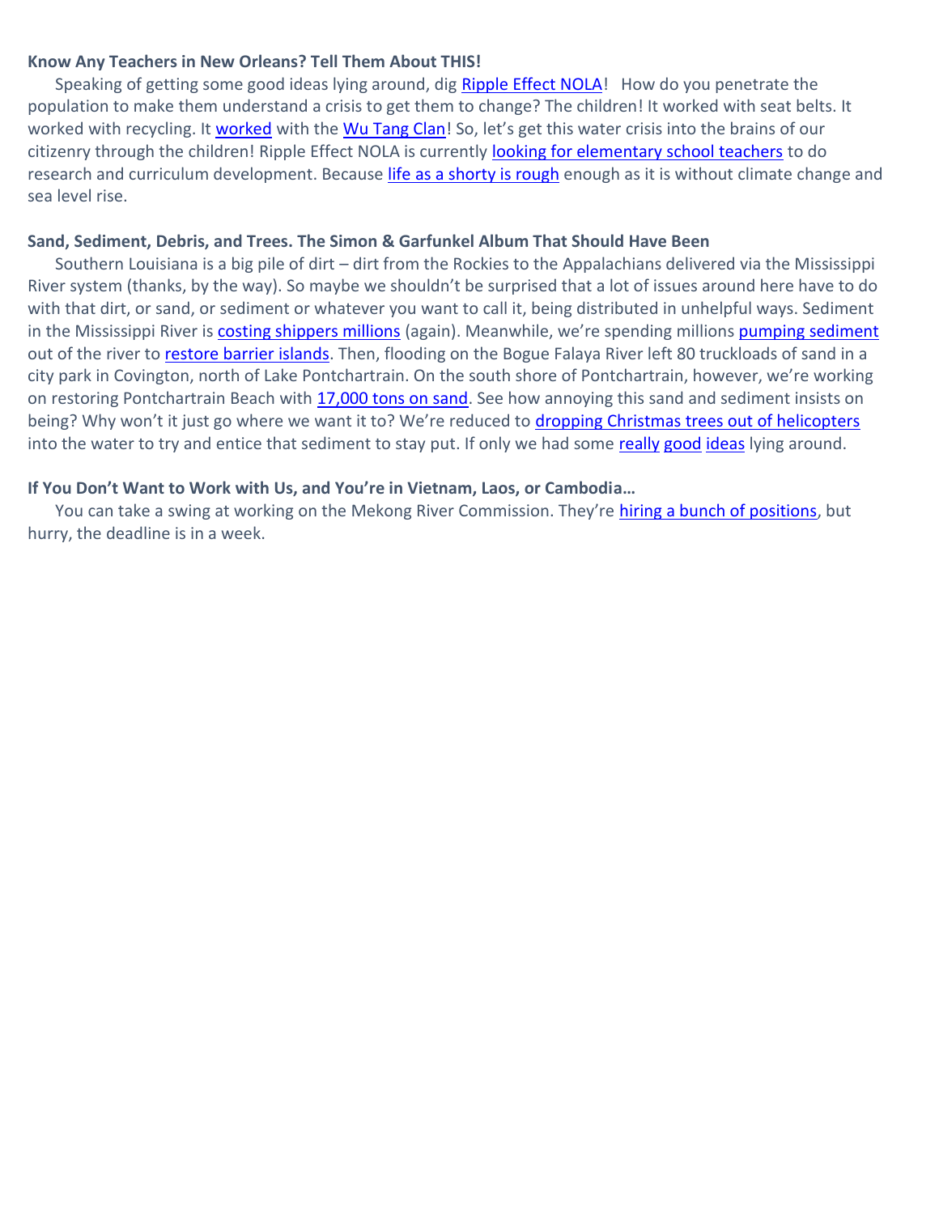**Know Any Teachers in New Orleans? Tell Them About THIS!**

Speaking of getting some good ideas lying around, dig Ripple Effect NOLA! How do you penetrate the population to make them understand a crisis to get them to change? The children! It worked with seat belts. It worked with recycling. It worked with the Wu Tang Clan! So, let's get this water crisis into the brains of our citizenry through the children! Ripple Effect NOLA is currently looking for elementary school teachers to do research and curriculum development. Because life as a shorty is rough enough as it is without climate change and sea level rise.

**Sand, Sediment, Debris, and Trees. The Simon & Garfunkel Album That Should Have Been**

Southern Louisiana is a big pile of dirt – dirt from the Rockies to the Appalachians delivered via the Mississippi River system (thanks, by the way). So maybe we shouldn't be surprised that a lot of issues around here have to do with that dirt, or sand, or sediment or whatever you want to call it, being distributed in unhelpful ways. Sediment in the Mississippi River is costing shippers millions (again). Meanwhile, we're spending millions pumping sediment out of the river to restore barrier islands. Then, flooding on the Bogue Falaya River left 80 truckloads of sand in a city park in Covington, north of Lake Pontchartrain. On the south shore of Pontchartrain, however, we're working on restoring Pontchartrain Beach with 17,000 tons on sand. See how annoying this sand and sediment insists on being? Why won't it just go where we want it to? We're reduced to dropping Christmas trees out of helicopters into the water to try and entice that sediment to stay put. If only we had some really good ideas lying around.

**If You Don't Want to Work with Us, and You're in Vietnam, Laos, or Cambodia…**

You can take a swing at working on the Mekong River Commission. They're hiring a bunch of positions, but hurry, the deadline is in a week.